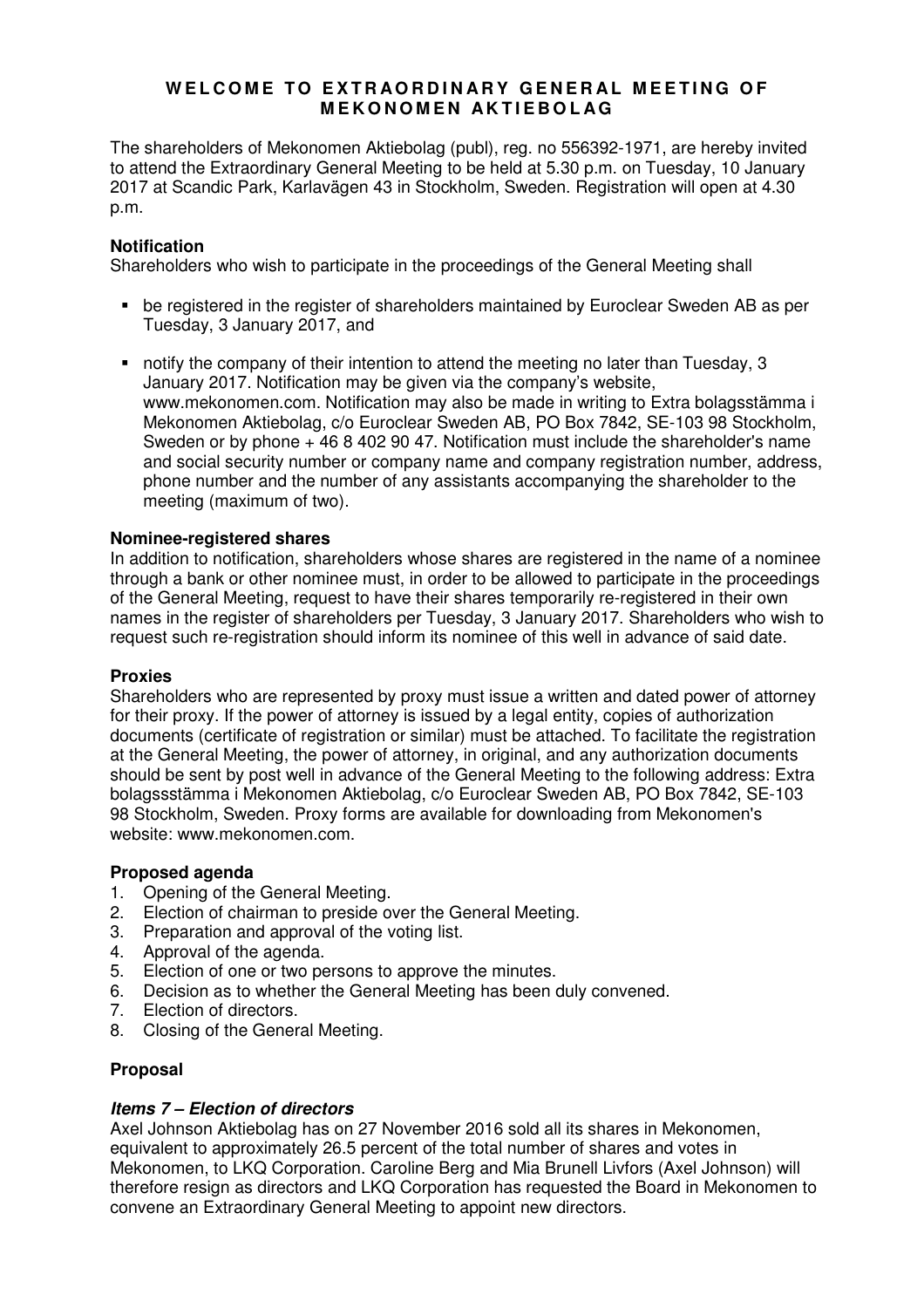# WELCOME TO EXTRAORDINARY GENERAL MEETING OF MEKONOMEN AKTIEBOLAG

The shareholders of Mekonomen Aktiebolag (publ), reg. no 556392-1971, are hereby invited to attend the Extraordinary General Meeting to be held at 5.30 p.m. on Tuesday, 10 January 2017 at Scandic Park, Karlavägen 43 in Stockholm, Sweden. Registration will open at 4.30 p.m.

**Notification**

Shareholders who wish to participate in the proceedings of the General Meeting shall

- be registered in the register of shareholders maintained by Euroclear Sweden AB as per Tuesday, 3 January 2017, and
- notify the company of their intention to attend the meeting no later than Tuesday, 3 January 2017. Notification may be given via the company's website, www.mekonomen.com. Notification may also be made in writing to Extra bolagsstämma i Mekonomen Aktiebolag, c/o Euroclear Sweden AB, PO Box 7842, SE-103 98 Stockholm, Sweden or by phone + 46 8 402 90 47. Notification must include the shareholder's name and social security number or company name and company registration number, address, phone number and the number of any assistants accompanying the shareholder to the meeting (maximum of two).

**Nominee-registered shares**

In addition to notification, shareholders whose shares are registered in the name of a nominee through a bank or other nominee must, in order to be allowed to participate in the proceedings of the General Meeting, request to have their shares temporarily re-registered in their own names in the register of shareholders per Tuesday, 3 January 2017. Shareholders who wish to request such re-registration should inform its nominee of this well in advance of said date.

**Proxies**

Shareholders who are represented by proxy must issue a written and dated power of attorney for their proxy. If the power of attorney is issued by a legal entity, copies of authorization documents (certificate of registration or similar) must be attached. To facilitate the registration at the General Meeting, the power of attorney, in original, and any authorization documents should be sent by post well in advance of the General Meeting to the following address: Extra bolagssstämma i Mekonomen Aktiebolag, c/o Euroclear Sweden AB, PO Box 7842, SE-103 98 Stockholm, Sweden. Proxy forms are available for downloading from Mekonomen's website: www.mekonomen.com.

**Proposed agenda**

1. Opening of the General Meeting.
2. Election of chairman to preside over the General Meeting.
3. Preparation and approval of the voting list.
4. Approval of the agenda.
5. Election of one or two persons to approve the minutes.
6. Decision as to whether the General Meeting has been duly convened.
7. Election of directors.
8. Closing of the General Meeting.

**Proposal**

***Items 7 – Election of directors***

Axel Johnson Aktiebolag has on 27 November 2016 sold all its shares in Mekonomen, equivalent to approximately 26.5 percent of the total number of shares and votes in Mekonomen, to LKQ Corporation. Caroline Berg and Mia Brunell Livfors (Axel Johnson) will therefore resign as directors and LKQ Corporation has requested the Board in Mekonomen to convene an Extraordinary General Meeting to appoint new directors.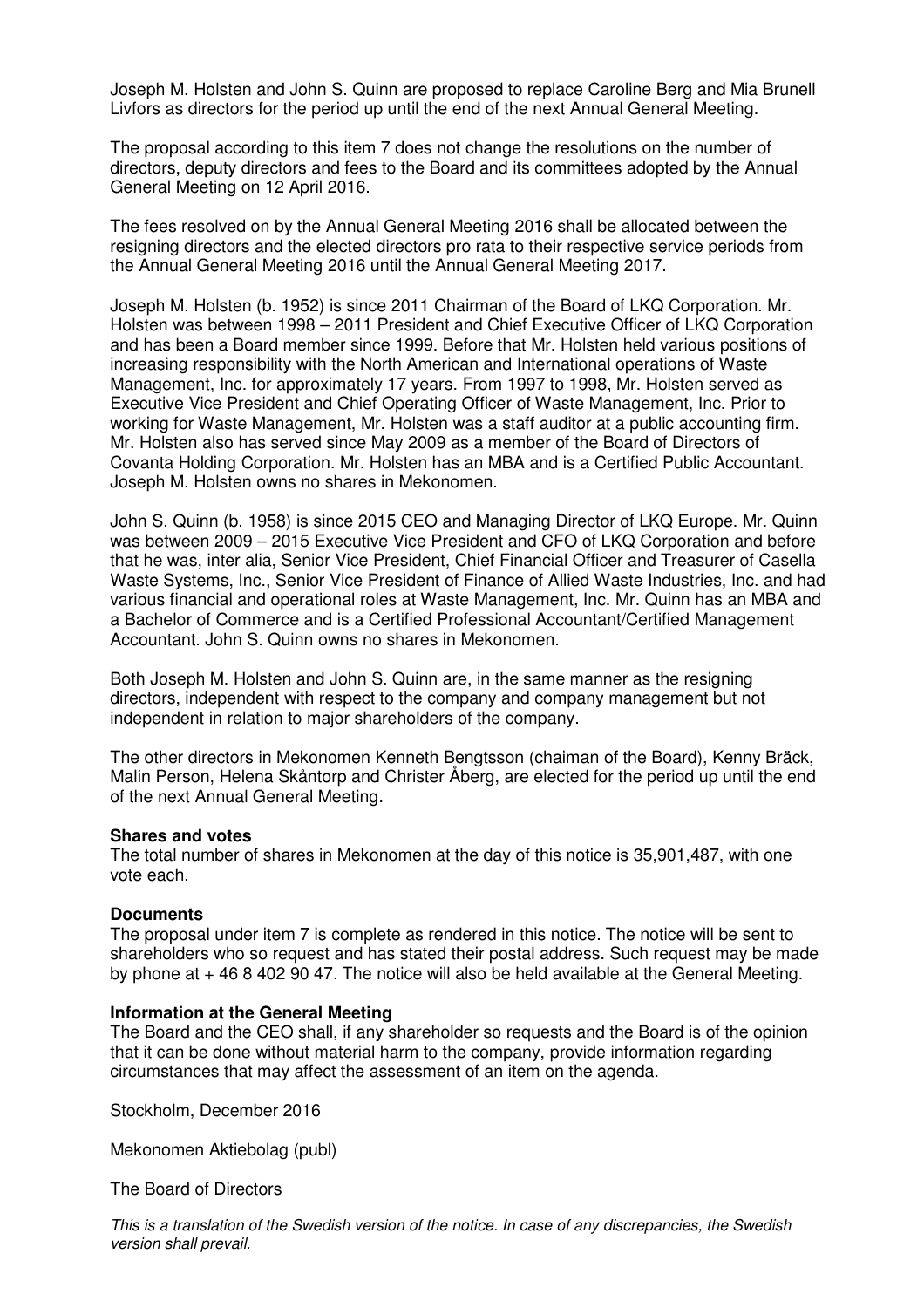Joseph M. Holsten and John S. Quinn are proposed to replace Caroline Berg and Mia Brunell Livfors as directors for the period up until the end of the next Annual General Meeting.

The proposal according to this item 7 does not change the resolutions on the number of directors, deputy directors and fees to the Board and its committees adopted by the Annual General Meeting on 12 April 2016.

The fees resolved on by the Annual General Meeting 2016 shall be allocated between the resigning directors and the elected directors pro rata to their respective service periods from the Annual General Meeting 2016 until the Annual General Meeting 2017.

Joseph M. Holsten (b. 1952) is since 2011 Chairman of the Board of LKQ Corporation. Mr. Holsten was between 1998 – 2011 President and Chief Executive Officer of LKQ Corporation and has been a Board member since 1999. Before that Mr. Holsten held various positions of increasing responsibility with the North American and International operations of Waste Management, Inc. for approximately 17 years. From 1997 to 1998, Mr. Holsten served as Executive Vice President and Chief Operating Officer of Waste Management, Inc. Prior to working for Waste Management, Mr. Holsten was a staff auditor at a public accounting firm. Mr. Holsten also has served since May 2009 as a member of the Board of Directors of Covanta Holding Corporation. Mr. Holsten has an MBA and is a Certified Public Accountant. Joseph M. Holsten owns no shares in Mekonomen.

John S. Quinn (b. 1958) is since 2015 CEO and Managing Director of LKQ Europe. Mr. Quinn was between 2009 – 2015 Executive Vice President and CFO of LKQ Corporation and before that he was, inter alia, Senior Vice President, Chief Financial Officer and Treasurer of Casella Waste Systems, Inc., Senior Vice President of Finance of Allied Waste Industries, Inc. and had various financial and operational roles at Waste Management, Inc. Mr. Quinn has an MBA and a Bachelor of Commerce and is a Certified Professional Accountant/Certified Management Accountant. John S. Quinn owns no shares in Mekonomen.

Both Joseph M. Holsten and John S. Quinn are, in the same manner as the resigning directors, independent with respect to the company and company management but not independent in relation to major shareholders of the company.

The other directors in Mekonomen Kenneth Bengtsson (chaiman of the Board), Kenny Bräck, Malin Person, Helena Skåntorp and Christer Åberg, are elected for the period up until the end of the next Annual General Meeting.

**Shares and votes**
The total number of shares in Mekonomen at the day of this notice is 35,901,487, with one vote each.

**Documents**
The proposal under item 7 is complete as rendered in this notice. The notice will be sent to shareholders who so request and has stated their postal address. Such request may be made by phone at + 46 8 402 90 47. The notice will also be held available at the General Meeting.

**Information at the General Meeting**
The Board and the CEO shall, if any shareholder so requests and the Board is of the opinion that it can be done without material harm to the company, provide information regarding circumstances that may affect the assessment of an item on the agenda.

Stockholm, December 2016

Mekonomen Aktiebolag (publ)

The Board of Directors

*This is a translation of the Swedish version of the notice. In case of any discrepancies, the Swedish version shall prevail.*